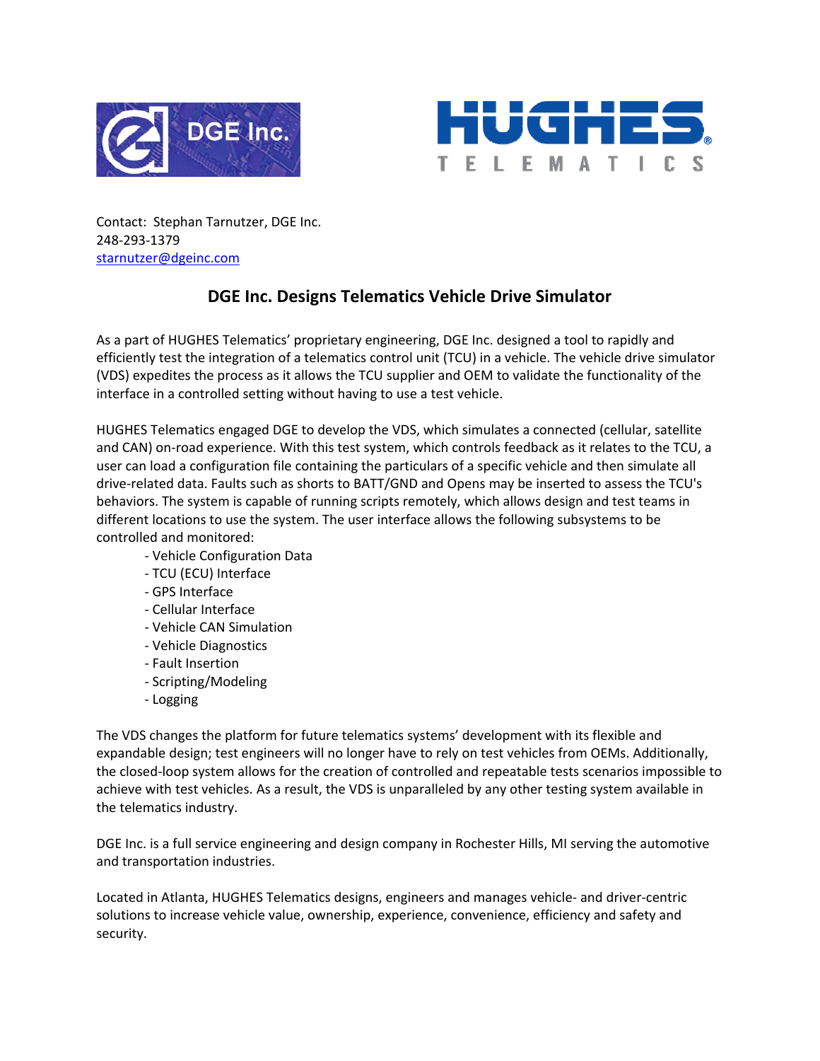DGE Inc.

HUGHES® TELEMATICS

Contact: Stephan Tarnutzer, DGE Inc.
248-293-1379
starnutzer@dgeinc.com

# DGE Inc. Designs Telematics Vehicle Drive Simulator

As a part of HUGHES Telematics' proprietary engineering, DGE Inc. designed a tool to rapidly and efficiently test the integration of a telematics control unit (TCU) in a vehicle. The vehicle drive simulator (VDS) expedites the process as it allows the TCU supplier and OEM to validate the functionality of the interface in a controlled setting without having to use a test vehicle.

HUGHES Telematics engaged DGE to develop the VDS, which simulates a connected (cellular, satellite and CAN) on-road experience. With this test system, which controls feedback as it relates to the TCU, a user can load a configuration file containing the particulars of a specific vehicle and then simulate all drive-related data. Faults such as shorts to BATT/GND and Opens may be inserted to assess the TCU's behaviors. The system is capable of running scripts remotely, which allows design and test teams in different locations to use the system. The user interface allows the following subsystems to be controlled and monitored:

- Vehicle Configuration Data
- TCU (ECU) Interface
- GPS Interface
- Cellular Interface
- Vehicle CAN Simulation
- Vehicle Diagnostics
- Fault Insertion
- Scripting/Modeling
- Logging

The VDS changes the platform for future telematics systems' development with its flexible and expandable design; test engineers will no longer have to rely on test vehicles from OEMs. Additionally, the closed-loop system allows for the creation of controlled and repeatable tests scenarios impossible to achieve with test vehicles. As a result, the VDS is unparalleled by any other testing system available in the telematics industry.

DGE Inc. is a full service engineering and design company in Rochester Hills, MI serving the automotive and transportation industries.

Located in Atlanta, HUGHES Telematics designs, engineers and manages vehicle- and driver-centric solutions to increase vehicle value, ownership, experience, convenience, efficiency and safety and security.